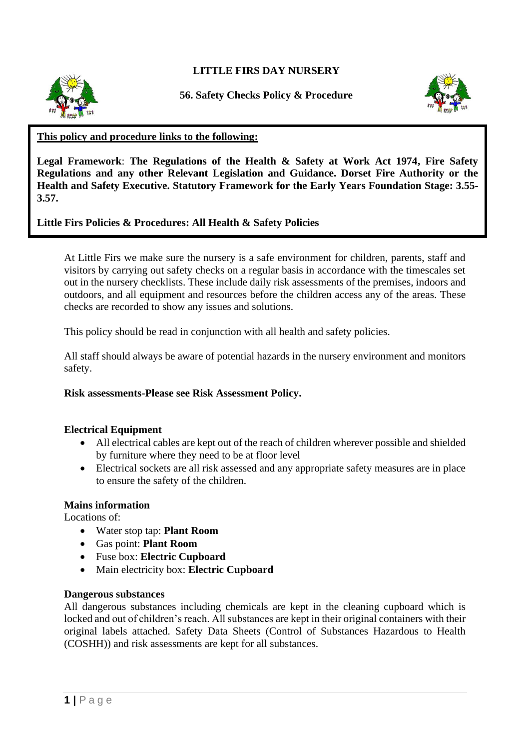# LITTLE FIRS DAY NURSERY

## 56. Safety Checks Policy & Procedure

**This policy and procedure links to the following:**

**Legal Framework**: **The Regulations of the Health & Safety at Work Act 1974, Fire Safety Regulations and any other Relevant Legislation and Guidance. Dorset Fire Authority or the Health and Safety Executive. Statutory Framework for the Early Years Foundation Stage: 3.55-3.57.**

**Little Firs Policies & Procedures: All Health & Safety Policies**

At Little Firs we make sure the nursery is a safe environment for children, parents, staff and visitors by carrying out safety checks on a regular basis in accordance with the timescales set out in the nursery checklists. These include daily risk assessments of the premises, indoors and outdoors, and all equipment and resources before the children access any of the areas. These checks are recorded to show any issues and solutions.

This policy should be read in conjunction with all health and safety policies.

All staff should always be aware of potential hazards in the nursery environment and monitors safety.

**Risk assessments-Please see Risk Assessment Policy.**

**Electrical Equipment**

- All electrical cables are kept out of the reach of children wherever possible and shielded by furniture where they need to be at floor level
- Electrical sockets are all risk assessed and any appropriate safety measures are in place to ensure the safety of the children.

**Mains information**

Locations of:

- Water stop tap: **Plant Room**
- Gas point: **Plant Room**
- Fuse box: **Electric Cupboard**
- Main electricity box: **Electric Cupboard**

**Dangerous substances**

All dangerous substances including chemicals are kept in the cleaning cupboard which is locked and out of children's reach. All substances are kept in their original containers with their original labels attached. Safety Data Sheets (Control of Substances Hazardous to Health (COSHH)) and risk assessments are kept for all substances.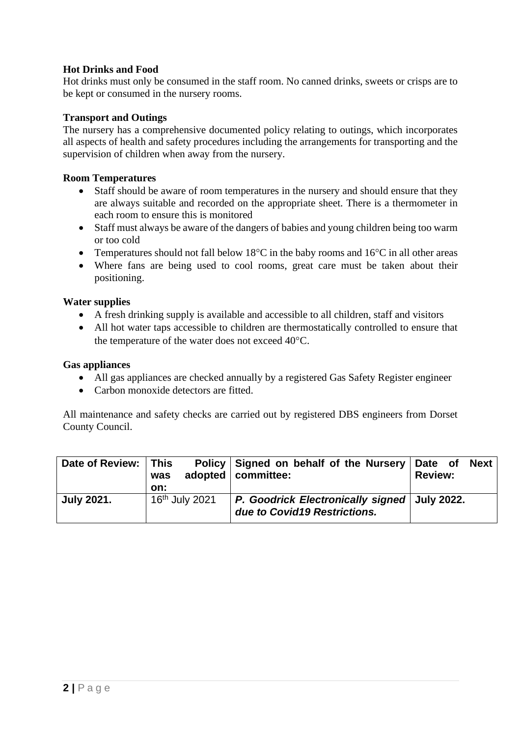**Hot Drinks and Food**

Hot drinks must only be consumed in the staff room. No canned drinks, sweets or crisps are to be kept or consumed in the nursery rooms.

**Transport and Outings**

The nursery has a comprehensive documented policy relating to outings, which incorporates all aspects of health and safety procedures including the arrangements for transporting and the supervision of children when away from the nursery.

**Room Temperatures**

- Staff should be aware of room temperatures in the nursery and should ensure that they are always suitable and recorded on the appropriate sheet. There is a thermometer in each room to ensure this is monitored
- Staff must always be aware of the dangers of babies and young children being too warm or too cold
- Temperatures should not fall below 18°C in the baby rooms and 16°C in all other areas
- Where fans are being used to cool rooms, great care must be taken about their positioning.

**Water supplies**

- A fresh drinking supply is available and accessible to all children, staff and visitors
- All hot water taps accessible to children are thermostatically controlled to ensure that the temperature of the water does not exceed 40°C.

**Gas appliances**

- All gas appliances are checked annually by a registered Gas Safety Register engineer
- Carbon monoxide detectors are fitted.

All maintenance and safety checks are carried out by registered DBS engineers from Dorset County Council.

| **Date of Review:** | **This Policy was adopted on:** | **Signed on behalf of the Nursery committee:** | **Date of Next Review:** |
|---|---|---|---|
| **July 2021.** | 16th July 2021 | ***P. Goodrick Electronically signed due to Covid19 Restrictions.*** | **July 2022.** |